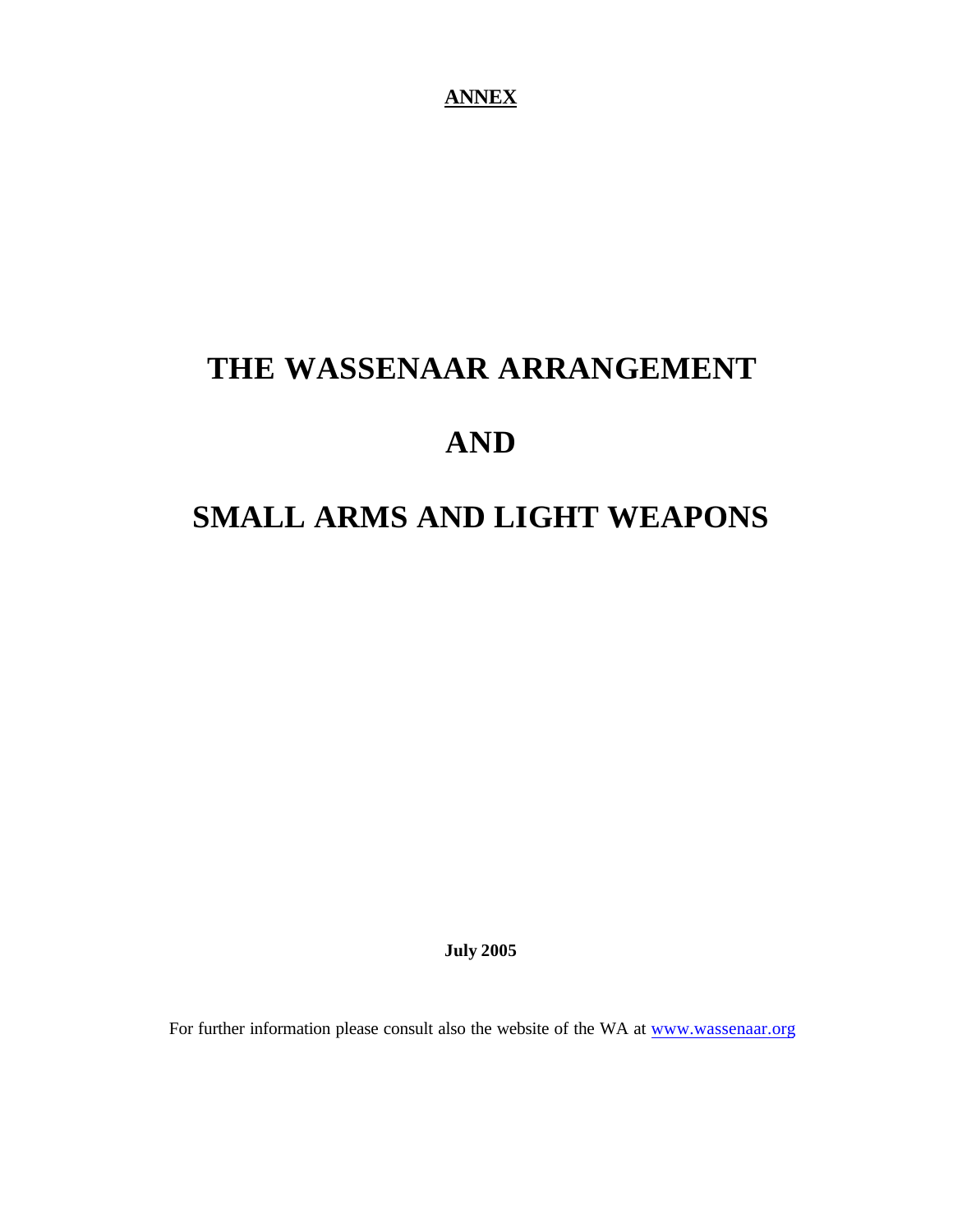**ANNEX**

# THE WASSENAAR ARRANGEMENT

# AND

# SMALL ARMS AND LIGHT WEAPONS

**July 2005**

For further information please consult also the website of the WA at www.wassenaar.org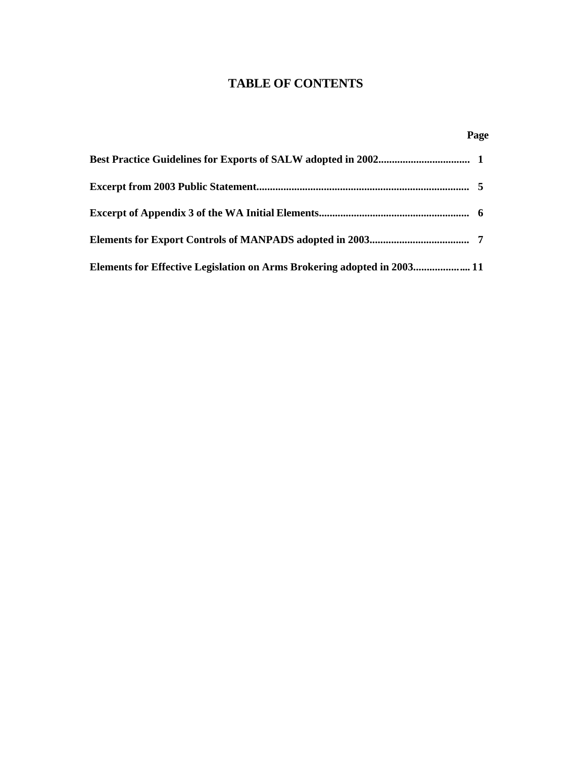# TABLE OF CONTENTS

| | Page |
|---|---|
| **Best Practice Guidelines for Exports of SALW adopted in 2002** | **1** |
| **Excerpt from 2003 Public Statement** | **5** |
| **Excerpt of Appendix 3 of the WA Initial Elements** | **6** |
| **Elements for Export Controls of MANPADS adopted in 2003** | **7** |
| **Elements for Effective Legislation on Arms Brokering adopted in 2003** | **11** |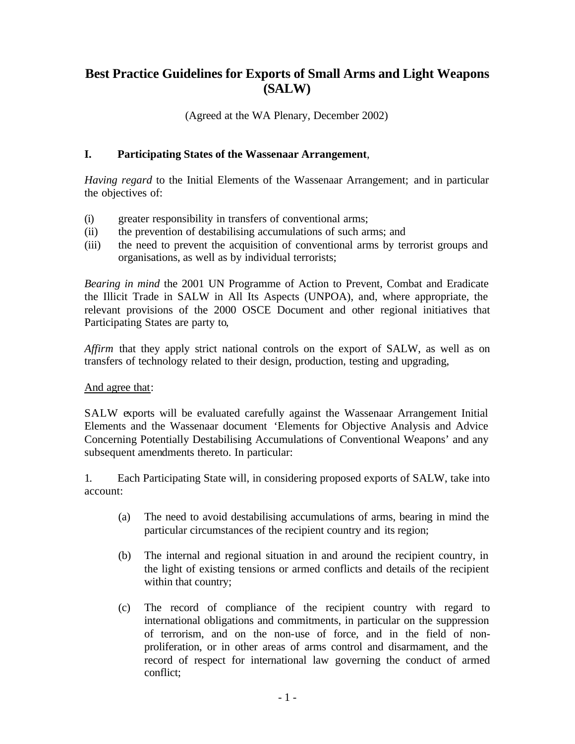# Best Practice Guidelines for Exports of Small Arms and Light Weapons (SALW)

(Agreed at the WA Plenary, December 2002)

## I. Participating States of the Wassenaar Arrangement,

*Having regard* to the Initial Elements of the Wassenaar Arrangement; and in particular the objectives of:

(i) greater responsibility in transfers of conventional arms;
(ii) the prevention of destabilising accumulations of such arms; and
(iii) the need to prevent the acquisition of conventional arms by terrorist groups and organisations, as well as by individual terrorists;

*Bearing in mind* the 2001 UN Programme of Action to Prevent, Combat and Eradicate the Illicit Trade in SALW in All Its Aspects (UNPOA), and, where appropriate, the relevant provisions of the 2000 OSCE Document and other regional initiatives that Participating States are party to,

*Affirm* that they apply strict national controls on the export of SALW, as well as on transfers of technology related to their design, production, testing and upgrading,

And agree that:

SALW exports will be evaluated carefully against the Wassenaar Arrangement Initial Elements and the Wassenaar document 'Elements for Objective Analysis and Advice Concerning Potentially Destabilising Accumulations of Conventional Weapons' and any subsequent amendments thereto. In particular:

1. Each Participating State will, in considering proposed exports of SALW, take into account:

   (a) The need to avoid destabilising accumulations of arms, bearing in mind the particular circumstances of the recipient country and its region;

   (b) The internal and regional situation in and around the recipient country, in the light of existing tensions or armed conflicts and details of the recipient within that country;

   (c) The record of compliance of the recipient country with regard to international obligations and commitments, in particular on the suppression of terrorism, and on the non-use of force, and in the field of non-proliferation, or in other areas of arms control and disarmament, and the record of respect for international law governing the conduct of armed conflict;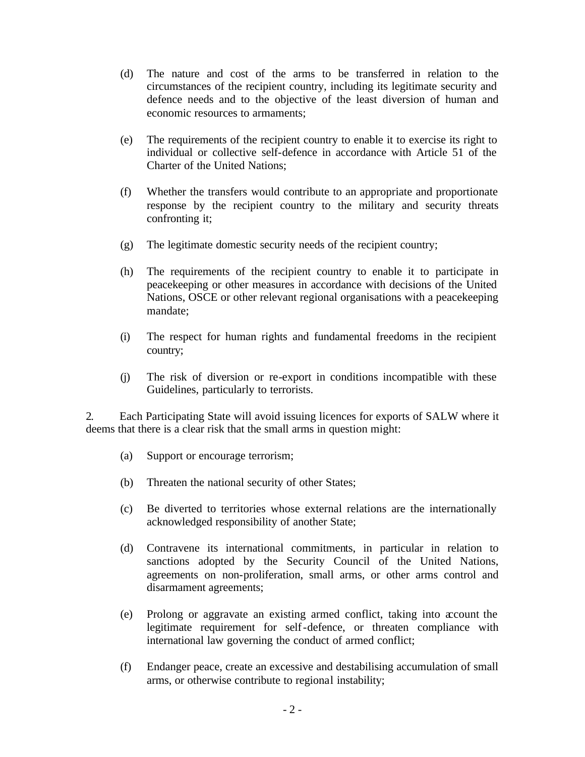(d) The nature and cost of the arms to be transferred in relation to the circumstances of the recipient country, including its legitimate security and defence needs and to the objective of the least diversion of human and economic resources to armaments;

(e) The requirements of the recipient country to enable it to exercise its right to individual or collective self-defence in accordance with Article 51 of the Charter of the United Nations;

(f) Whether the transfers would contribute to an appropriate and proportionate response by the recipient country to the military and security threats confronting it;

(g) The legitimate domestic security needs of the recipient country;

(h) The requirements of the recipient country to enable it to participate in peacekeeping or other measures in accordance with decisions of the United Nations, OSCE or other relevant regional organisations with a peacekeeping mandate;

(i) The respect for human rights and fundamental freedoms in the recipient country;

(j) The risk of diversion or re-export in conditions incompatible with these Guidelines, particularly to terrorists.

2. Each Participating State will avoid issuing licences for exports of SALW where it deems that there is a clear risk that the small arms in question might:

(a) Support or encourage terrorism;

(b) Threaten the national security of other States;

(c) Be diverted to territories whose external relations are the internationally acknowledged responsibility of another State;

(d) Contravene its international commitments, in particular in relation to sanctions adopted by the Security Council of the United Nations, agreements on non-proliferation, small arms, or other arms control and disarmament agreements;

(e) Prolong or aggravate an existing armed conflict, taking into account the legitimate requirement for self-defence, or threaten compliance with international law governing the conduct of armed conflict;

(f) Endanger peace, create an excessive and destabilising accumulation of small arms, or otherwise contribute to regional instability;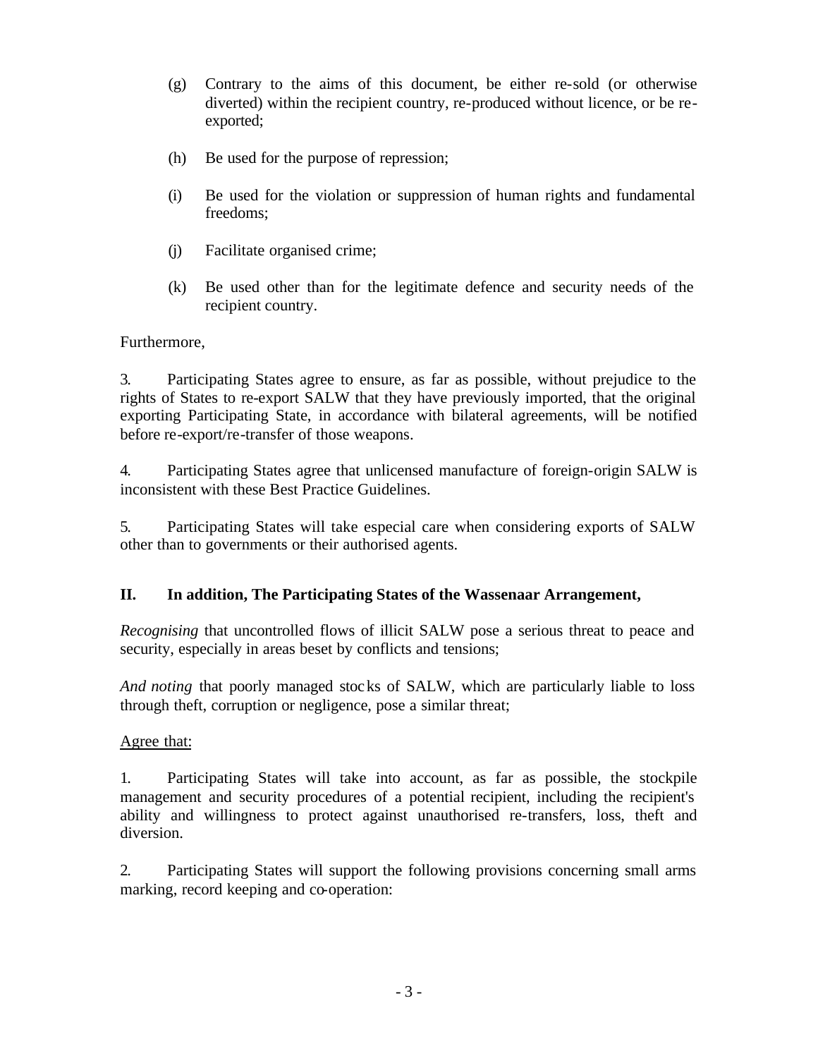(g) Contrary to the aims of this document, be either re-sold (or otherwise diverted) within the recipient country, re-produced without licence, or be re-exported;

(h) Be used for the purpose of repression;

(i) Be used for the violation or suppression of human rights and fundamental freedoms;

(j) Facilitate organised crime;

(k) Be used other than for the legitimate defence and security needs of the recipient country.

Furthermore,

3. Participating States agree to ensure, as far as possible, without prejudice to the rights of States to re-export SALW that they have previously imported, that the original exporting Participating State, in accordance with bilateral agreements, will be notified before re-export/re-transfer of those weapons.

4. Participating States agree that unlicensed manufacture of foreign-origin SALW is inconsistent with these Best Practice Guidelines.

5. Participating States will take especial care when considering exports of SALW other than to governments or their authorised agents.

**II. In addition, The Participating States of the Wassenaar Arrangement,**

*Recognising* that uncontrolled flows of illicit SALW pose a serious threat to peace and security, especially in areas beset by conflicts and tensions;

*And noting* that poorly managed stocks of SALW, which are particularly liable to loss through theft, corruption or negligence, pose a similar threat;

Agree that:

1. Participating States will take into account, as far as possible, the stockpile management and security procedures of a potential recipient, including the recipient's ability and willingness to protect against unauthorised re-transfers, loss, theft and diversion.

2. Participating States will support the following provisions concerning small arms marking, record keeping and co-operation: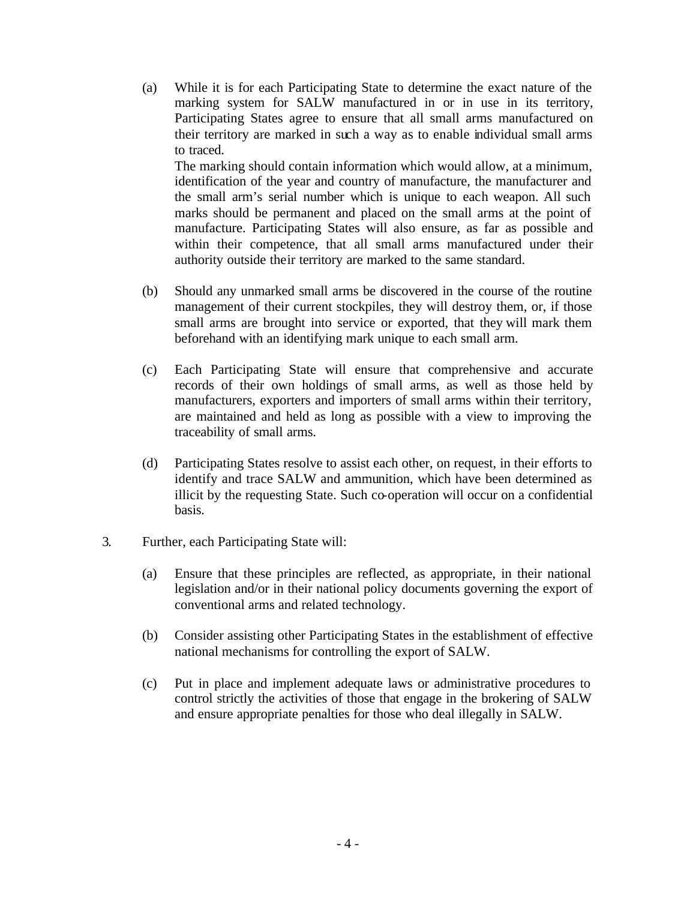(a) While it is for each Participating State to determine the exact nature of the marking system for SALW manufactured in or in use in its territory, Participating States agree to ensure that all small arms manufactured on their territory are marked in such a way as to enable individual small arms to traced.

The marking should contain information which would allow, at a minimum, identification of the year and country of manufacture, the manufacturer and the small arm's serial number which is unique to each weapon. All such marks should be permanent and placed on the small arms at the point of manufacture. Participating States will also ensure, as far as possible and within their competence, that all small arms manufactured under their authority outside their territory are marked to the same standard.

(b) Should any unmarked small arms be discovered in the course of the routine management of their current stockpiles, they will destroy them, or, if those small arms are brought into service or exported, that they will mark them beforehand with an identifying mark unique to each small arm.

(c) Each Participating State will ensure that comprehensive and accurate records of their own holdings of small arms, as well as those held by manufacturers, exporters and importers of small arms within their territory, are maintained and held as long as possible with a view to improving the traceability of small arms.

(d) Participating States resolve to assist each other, on request, in their efforts to identify and trace SALW and ammunition, which have been determined as illicit by the requesting State. Such co-operation will occur on a confidential basis.

3. Further, each Participating State will:

(a) Ensure that these principles are reflected, as appropriate, in their national legislation and/or in their national policy documents governing the export of conventional arms and related technology.

(b) Consider assisting other Participating States in the establishment of effective national mechanisms for controlling the export of SALW.

(c) Put in place and implement adequate laws or administrative procedures to control strictly the activities of those that engage in the brokering of SALW and ensure appropriate penalties for those who deal illegally in SALW.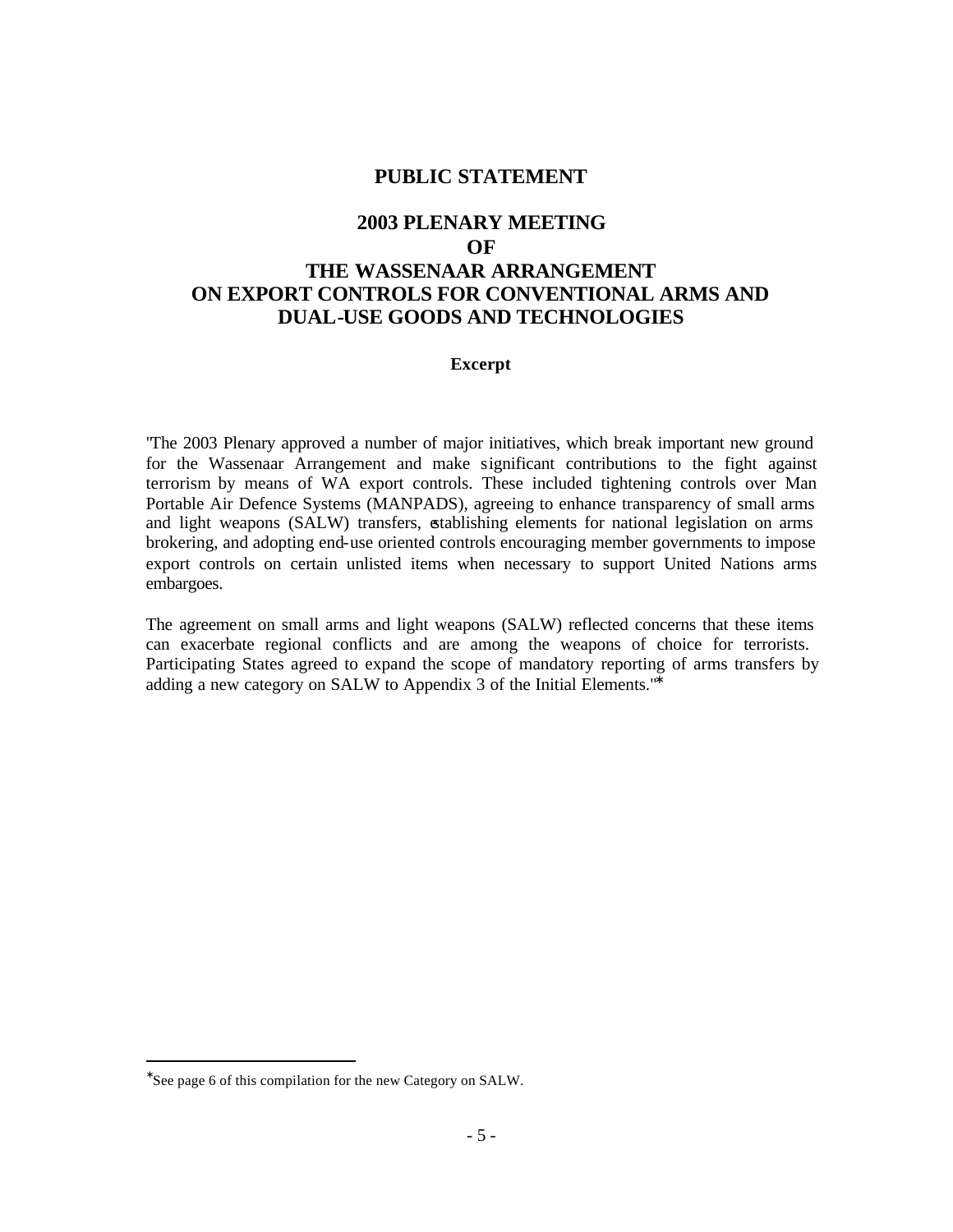# PUBLIC STATEMENT

## 2003 PLENARY MEETING OF THE WASSENAAR ARRANGEMENT ON EXPORT CONTROLS FOR CONVENTIONAL ARMS AND DUAL-USE GOODS AND TECHNOLOGIES

**Excerpt**

"The 2003 Plenary approved a number of major initiatives, which break important new ground for the Wassenaar Arrangement and make significant contributions to the fight against terrorism by means of WA export controls. These included tightening controls over Man Portable Air Defence Systems (MANPADS), agreeing to enhance transparency of small arms and light weapons (SALW) transfers, establishing elements for national legislation on arms brokering, and adopting end-use oriented controls encouraging member governments to impose export controls on certain unlisted items when necessary to support United Nations arms embargoes.

The agreement on small arms and light weapons (SALW) reflected concerns that these items can exacerbate regional conflicts and are among the weapons of choice for terrorists. Participating States agreed to expand the scope of mandatory reporting of arms transfers by adding a new category on SALW to Appendix 3 of the Initial Elements."*

---

*See page 6 of this compilation for the new Category on SALW.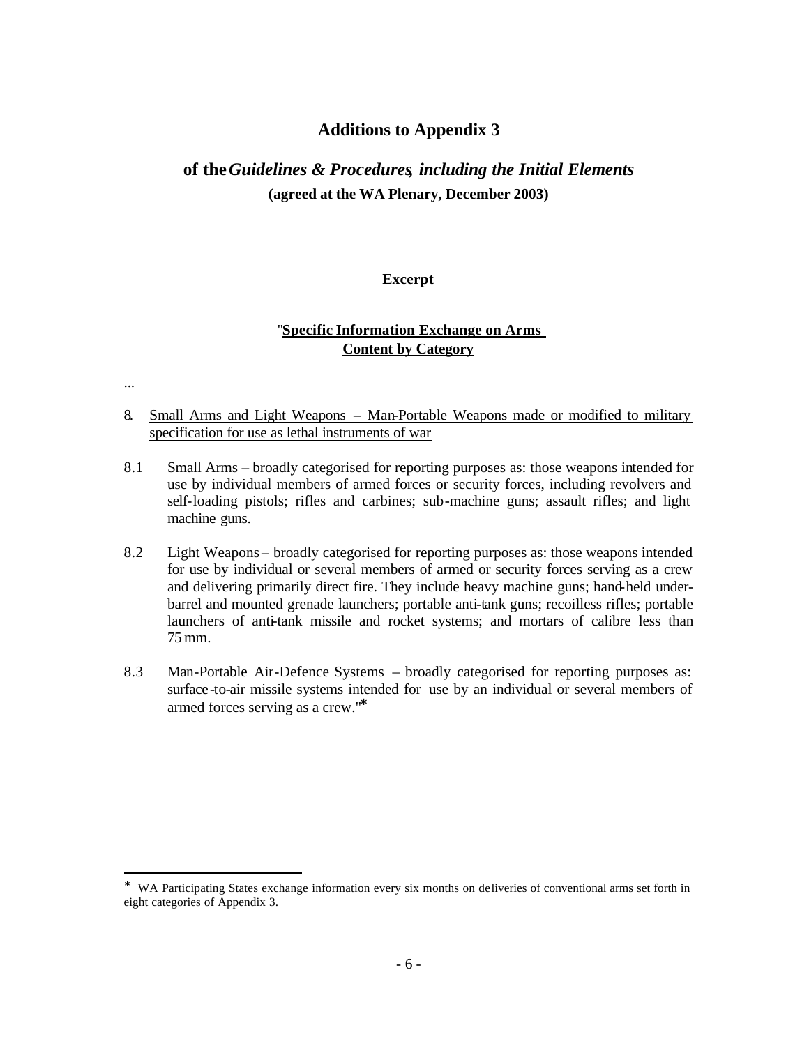## Additions to Appendix 3

### of the *Guidelines & Procedures, including the Initial Elements*

**(agreed at the WA Plenary, December 2003)**

**Excerpt**

"**<u>Specific Information Exchange on Arms</u>**
**<u>Content by Category</u>**

...

8. <u>Small Arms and Light Weapons – Man-Portable Weapons made or modified to military specification for use as lethal instruments of war</u>

8.1 Small Arms – broadly categorised for reporting purposes as: those weapons intended for use by individual members of armed forces or security forces, including revolvers and self-loading pistols; rifles and carbines; sub-machine guns; assault rifles; and light machine guns.

8.2 Light Weapons – broadly categorised for reporting purposes as: those weapons intended for use by individual or several members of armed or security forces serving as a crew and delivering primarily direct fire. They include heavy machine guns; hand-held under-barrel and mounted grenade launchers; portable anti-tank guns; recoilless rifles; portable launchers of anti-tank missile and rocket systems; and mortars of calibre less than 75 mm.

8.3 Man-Portable Air-Defence Systems – broadly categorised for reporting purposes as: surface-to-air missile systems intended for use by an individual or several members of armed forces serving as a crew."*

---

* WA Participating States exchange information every six months on deliveries of conventional arms set forth in eight categories of Appendix 3.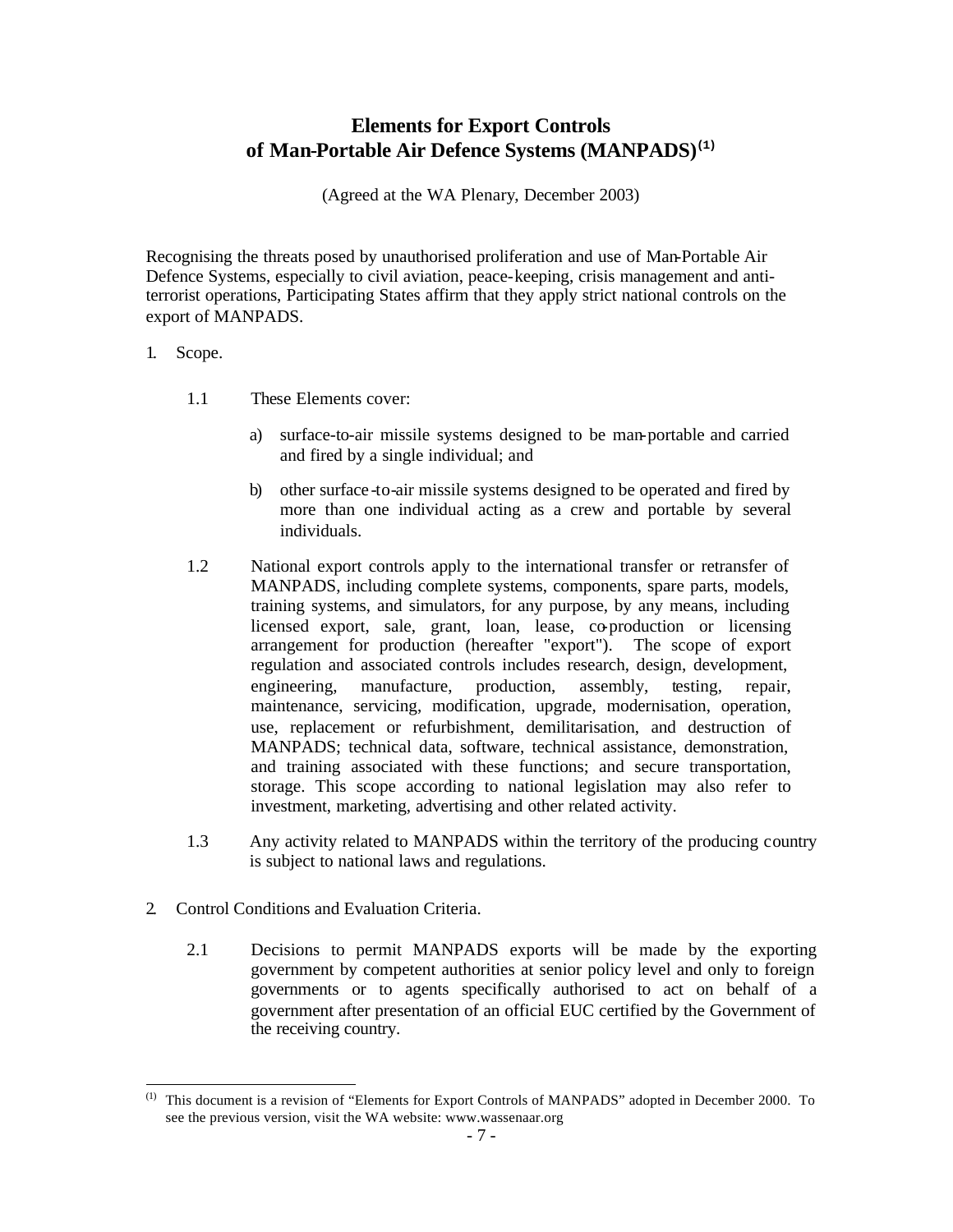# Elements for Export Controls of Man-Portable Air Defence Systems (MANPADS)[1]

(Agreed at the WA Plenary, December 2003)

Recognising the threats posed by unauthorised proliferation and use of Man-Portable Air Defence Systems, especially to civil aviation, peace-keeping, crisis management and anti-terrorist operations, Participating States affirm that they apply strict national controls on the export of MANPADS.

1. Scope.

   1.1 These Elements cover:

      a) surface-to-air missile systems designed to be man-portable and carried and fired by a single individual; and

      b) other surface-to-air missile systems designed to be operated and fired by more than one individual acting as a crew and portable by several individuals.

   1.2 National export controls apply to the international transfer or retransfer of MANPADS, including complete systems, components, spare parts, models, training systems, and simulators, for any purpose, by any means, including licensed export, sale, grant, loan, lease, co-production or licensing arrangement for production (hereafter "export"). The scope of export regulation and associated controls includes research, design, development, engineering, manufacture, production, assembly, testing, repair, maintenance, servicing, modification, upgrade, modernisation, operation, use, replacement or refurbishment, demilitarisation, and destruction of MANPADS; technical data, software, technical assistance, demonstration, and training associated with these functions; and secure transportation, storage. This scope according to national legislation may also refer to investment, marketing, advertising and other related activity.

   1.3 Any activity related to MANPADS within the territory of the producing country is subject to national laws and regulations.

2. Control Conditions and Evaluation Criteria.

   2.1 Decisions to permit MANPADS exports will be made by the exporting government by competent authorities at senior policy level and only to foreign governments or to agents specifically authorised to act on behalf of a government after presentation of an official EUC certified by the Government of the receiving country.

---

[1] This document is a revision of "Elements for Export Controls of MANPADS" adopted in December 2000. To see the previous version, visit the WA website: www.wassenaar.org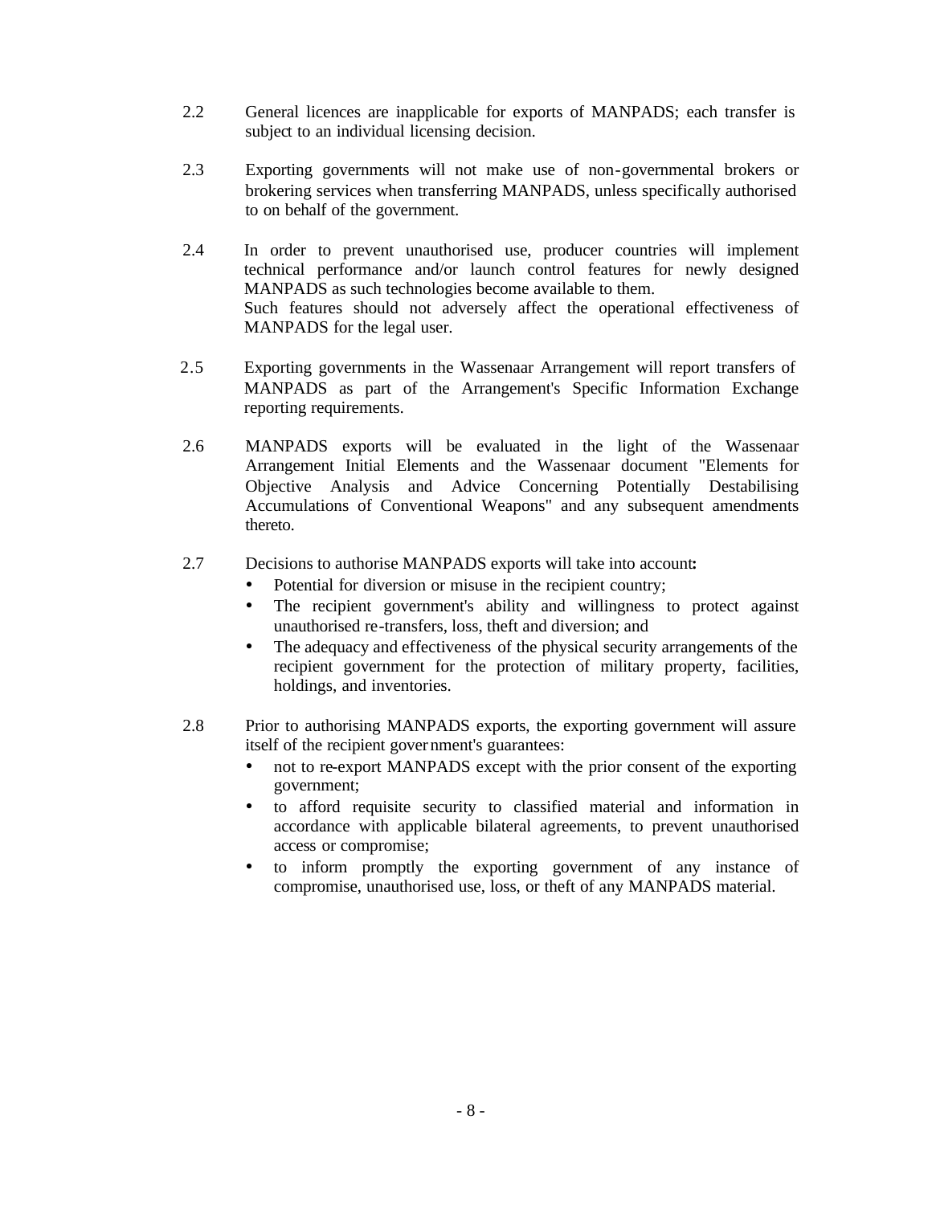2.2 General licences are inapplicable for exports of MANPADS; each transfer is subject to an individual licensing decision.

2.3 Exporting governments will not make use of non-governmental brokers or brokering services when transferring MANPADS, unless specifically authorised to on behalf of the government.

2.4 In order to prevent unauthorised use, producer countries will implement technical performance and/or launch control features for newly designed MANPADS as such technologies become available to them. Such features should not adversely affect the operational effectiveness of MANPADS for the legal user.

2.5 Exporting governments in the Wassenaar Arrangement will report transfers of MANPADS as part of the Arrangement's Specific Information Exchange reporting requirements.

2.6 MANPADS exports will be evaluated in the light of the Wassenaar Arrangement Initial Elements and the Wassenaar document "Elements for Objective Analysis and Advice Concerning Potentially Destabilising Accumulations of Conventional Weapons" and any subsequent amendments thereto.

2.7 Decisions to authorise MANPADS exports will take into account:

- Potential for diversion or misuse in the recipient country;
- The recipient government's ability and willingness to protect against unauthorised re-transfers, loss, theft and diversion; and
- The adequacy and effectiveness of the physical security arrangements of the recipient government for the protection of military property, facilities, holdings, and inventories.

2.8 Prior to authorising MANPADS exports, the exporting government will assure itself of the recipient government's guarantees:

- not to re-export MANPADS except with the prior consent of the exporting government;
- to afford requisite security to classified material and information in accordance with applicable bilateral agreements, to prevent unauthorised access or compromise;
- to inform promptly the exporting government of any instance of compromise, unauthorised use, loss, or theft of any MANPADS material.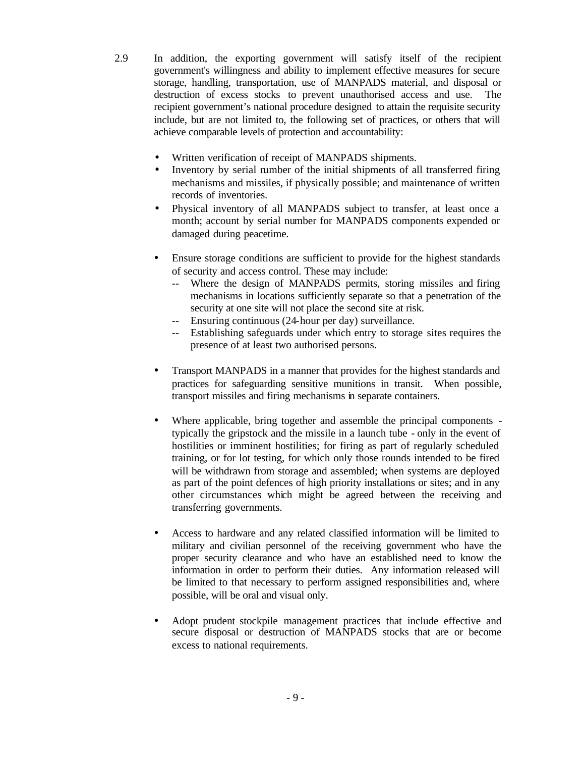2.9 In addition, the exporting government will satisfy itself of the recipient government's willingness and ability to implement effective measures for secure storage, handling, transportation, use of MANPADS material, and disposal or destruction of excess stocks to prevent unauthorised access and use. The recipient government's national procedure designed to attain the requisite security include, but are not limited to, the following set of practices, or others that will achieve comparable levels of protection and accountability:

- Written verification of receipt of MANPADS shipments.
- Inventory by serial number of the initial shipments of all transferred firing mechanisms and missiles, if physically possible; and maintenance of written records of inventories.
- Physical inventory of all MANPADS subject to transfer, at least once a month; account by serial number for MANPADS components expended or damaged during peacetime.

- Ensure storage conditions are sufficient to provide for the highest standards of security and access control. These may include:
  - -- Where the design of MANPADS permits, storing missiles and firing mechanisms in locations sufficiently separate so that a penetration of the security at one site will not place the second site at risk.
  - -- Ensuring continuous (24-hour per day) surveillance.
  - -- Establishing safeguards under which entry to storage sites requires the presence of at least two authorised persons.

- Transport MANPADS in a manner that provides for the highest standards and practices for safeguarding sensitive munitions in transit. When possible, transport missiles and firing mechanisms in separate containers.

- Where applicable, bring together and assemble the principal components - typically the gripstock and the missile in a launch tube - only in the event of hostilities or imminent hostilities; for firing as part of regularly scheduled training, or for lot testing, for which only those rounds intended to be fired will be withdrawn from storage and assembled; when systems are deployed as part of the point defences of high priority installations or sites; and in any other circumstances which might be agreed between the receiving and transferring governments.

- Access to hardware and any related classified information will be limited to military and civilian personnel of the receiving government who have the proper security clearance and who have an established need to know the information in order to perform their duties. Any information released will be limited to that necessary to perform assigned responsibilities and, where possible, will be oral and visual only.

- Adopt prudent stockpile management practices that include effective and secure disposal or destruction of MANPADS stocks that are or become excess to national requirements.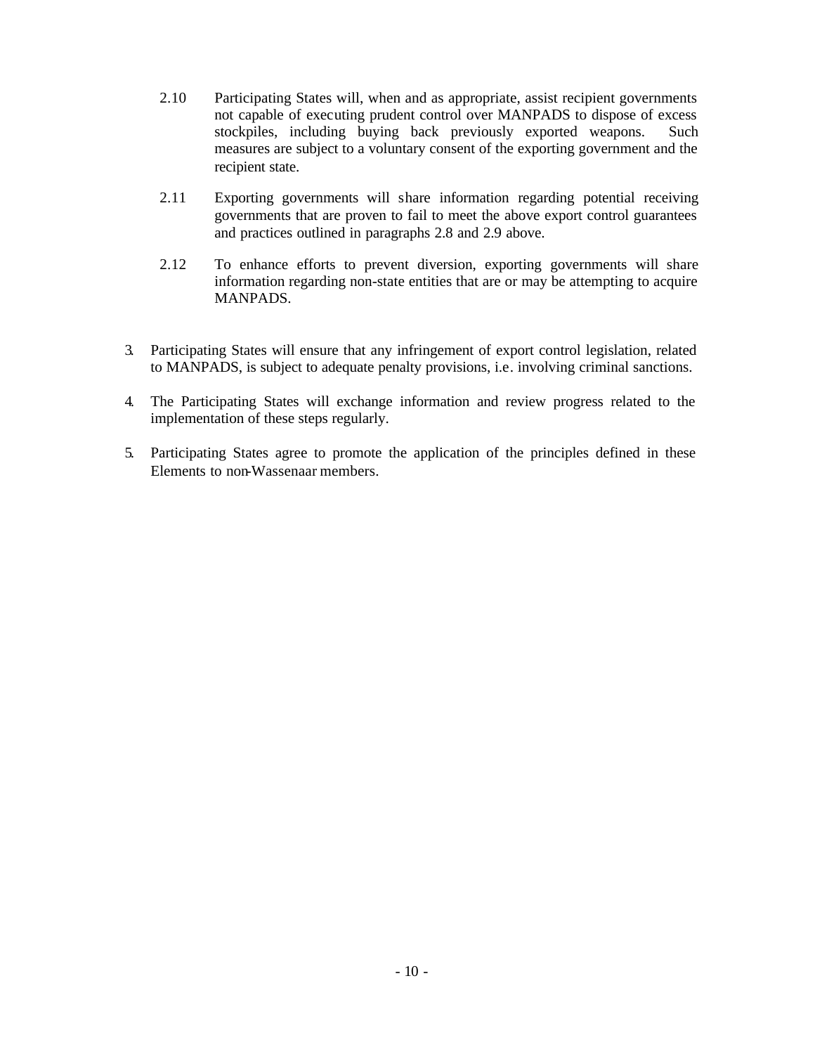2.10 Participating States will, when and as appropriate, assist recipient governments not capable of executing prudent control over MANPADS to dispose of excess stockpiles, including buying back previously exported weapons. Such measures are subject to a voluntary consent of the exporting government and the recipient state.

2.11 Exporting governments will share information regarding potential receiving governments that are proven to fail to meet the above export control guarantees and practices outlined in paragraphs 2.8 and 2.9 above.

2.12 To enhance efforts to prevent diversion, exporting governments will share information regarding non-state entities that are or may be attempting to acquire MANPADS.

3. Participating States will ensure that any infringement of export control legislation, related to MANPADS, is subject to adequate penalty provisions, i.e. involving criminal sanctions.

4. The Participating States will exchange information and review progress related to the implementation of these steps regularly.

5. Participating States agree to promote the application of the principles defined in these Elements to non-Wassenaar members.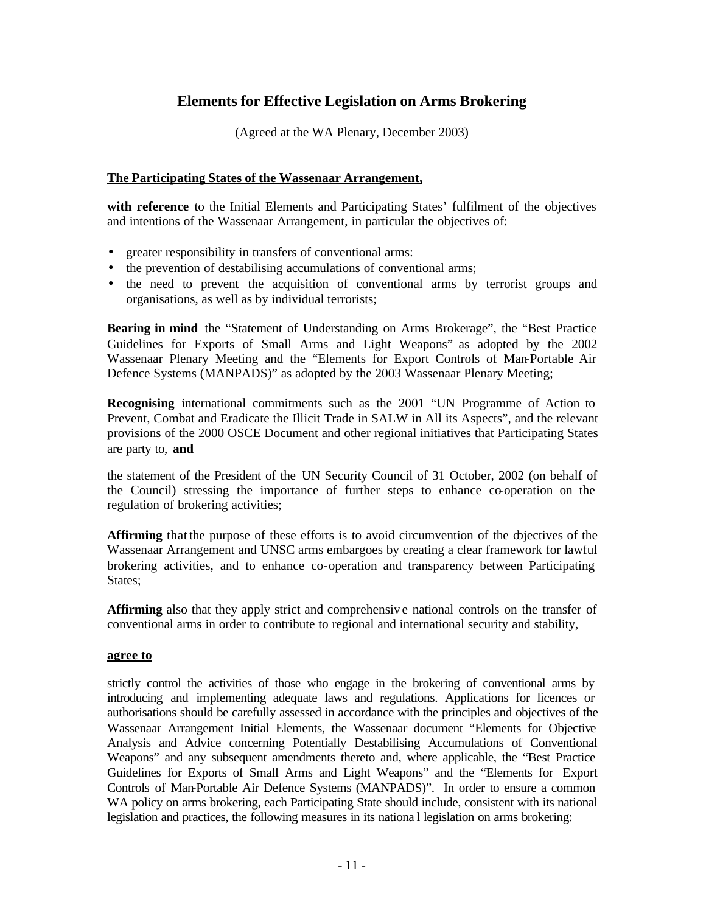# Elements for Effective Legislation on Arms Brokering

(Agreed at the WA Plenary, December 2003)

**The Participating States of the Wassenaar Arrangement,**

**with reference** to the Initial Elements and Participating States' fulfilment of the objectives and intentions of the Wassenaar Arrangement, in particular the objectives of:

- greater responsibility in transfers of conventional arms:
- the prevention of destabilising accumulations of conventional arms;
- the need to prevent the acquisition of conventional arms by terrorist groups and organisations, as well as by individual terrorists;

**Bearing in mind** the "Statement of Understanding on Arms Brokerage", the "Best Practice Guidelines for Exports of Small Arms and Light Weapons" as adopted by the 2002 Wassenaar Plenary Meeting and the "Elements for Export Controls of Man-Portable Air Defence Systems (MANPADS)" as adopted by the 2003 Wassenaar Plenary Meeting;

**Recognising** international commitments such as the 2001 "UN Programme of Action to Prevent, Combat and Eradicate the Illicit Trade in SALW in All its Aspects", and the relevant provisions of the 2000 OSCE Document and other regional initiatives that Participating States are party to, **and**

the statement of the President of the UN Security Council of 31 October, 2002 (on behalf of the Council) stressing the importance of further steps to enhance co-operation on the regulation of brokering activities;

**Affirming** that the purpose of these efforts is to avoid circumvention of the objectives of the Wassenaar Arrangement and UNSC arms embargoes by creating a clear framework for lawful brokering activities, and to enhance co-operation and transparency between Participating States;

**Affirming** also that they apply strict and comprehensive national controls on the transfer of conventional arms in order to contribute to regional and international security and stability,

**agree to**

strictly control the activities of those who engage in the brokering of conventional arms by introducing and implementing adequate laws and regulations. Applications for licences or authorisations should be carefully assessed in accordance with the principles and objectives of the Wassenaar Arrangement Initial Elements, the Wassenaar document "Elements for Objective Analysis and Advice concerning Potentially Destabilising Accumulations of Conventional Weapons" and any subsequent amendments thereto and, where applicable, the "Best Practice Guidelines for Exports of Small Arms and Light Weapons" and the "Elements for Export Controls of Man-Portable Air Defence Systems (MANPADS)". In order to ensure a common WA policy on arms brokering, each Participating State should include, consistent with its national legislation and practices, the following measures in its national legislation on arms brokering: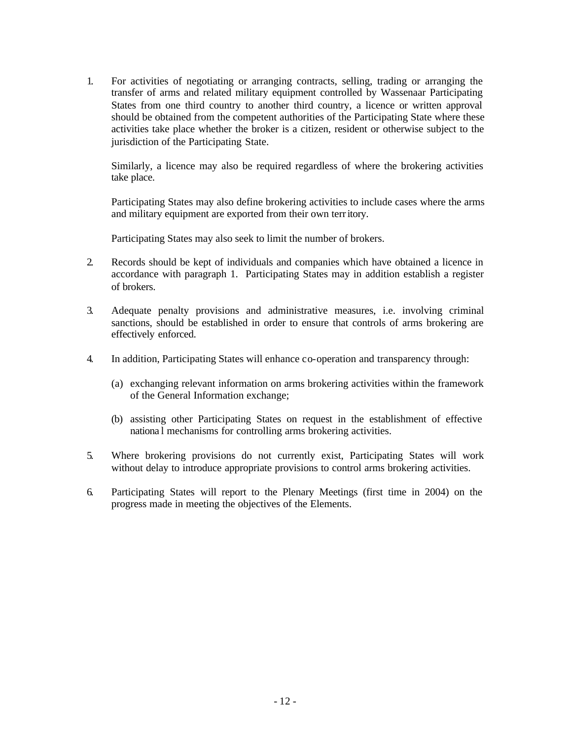1. For activities of negotiating or arranging contracts, selling, trading or arranging the transfer of arms and related military equipment controlled by Wassenaar Participating States from one third country to another third country, a licence or written approval should be obtained from the competent authorities of the Participating State where these activities take place whether the broker is a citizen, resident or otherwise subject to the jurisdiction of the Participating State.

   Similarly, a licence may also be required regardless of where the brokering activities take place.

   Participating States may also define brokering activities to include cases where the arms and military equipment are exported from their own territory.

   Participating States may also seek to limit the number of brokers.

2. Records should be kept of individuals and companies which have obtained a licence in accordance with paragraph 1. Participating States may in addition establish a register of brokers.

3. Adequate penalty provisions and administrative measures, i.e. involving criminal sanctions, should be established in order to ensure that controls of arms brokering are effectively enforced.

4. In addition, Participating States will enhance co-operation and transparency through:

   (a) exchanging relevant information on arms brokering activities within the framework of the General Information exchange;

   (b) assisting other Participating States on request in the establishment of effective national mechanisms for controlling arms brokering activities.

5. Where brokering provisions do not currently exist, Participating States will work without delay to introduce appropriate provisions to control arms brokering activities.

6. Participating States will report to the Plenary Meetings (first time in 2004) on the progress made in meeting the objectives of the Elements.